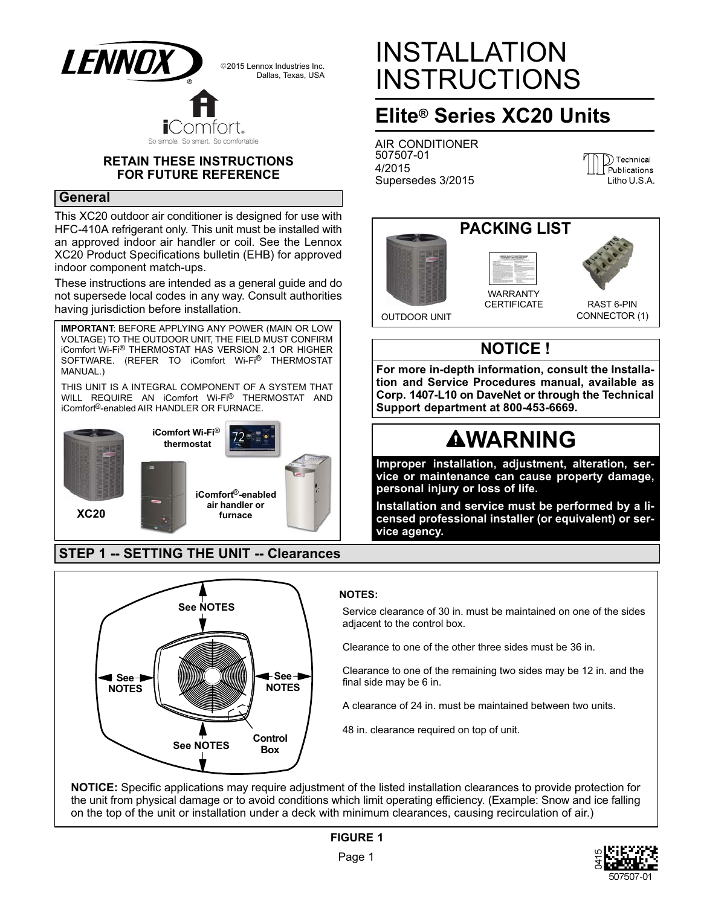©2015 Lennox Industries Inc.
Dallas, Texas, USA

# INSTALLATION INSTRUCTIONS

## Elite® Series XC20 Units

AIR CONDITIONER
507507-01
4/2015
Supersedes 3/2015

**RETAIN THESE INSTRUCTIONS FOR FUTURE REFERENCE**

## General

This XC20 outdoor air conditioner is designed for use with HFC-410A refrigerant only. This unit must be installed with an approved indoor air handler or coil. See the Lennox XC20 Product Specifications bulletin (EHB) for approved indoor component match-ups.

These instructions are intended as a general guide and do not supersede local codes in any way. Consult authorities having jurisdiction before installation.

**IMPORTANT**: BEFORE APPLYING ANY POWER (MAIN OR LOW VOLTAGE) TO THE OUTDOOR UNIT, THE FIELD MUST CONFIRM iComfort Wi-Fi® THERMOSTAT HAS VERSION 2.1 OR HIGHER SOFTWARE. (REFER TO iComfort Wi-Fi® THERMOSTAT MANUAL.)

THIS UNIT IS A INTEGRAL COMPONENT OF A SYSTEM THAT WILL REQUIRE AN iComfort Wi-Fi® THERMOSTAT AND iComfort®-enabled AIR HANDLER OR FURNACE.

XC20

iComfort Wi-Fi® thermostat

iComfort®-enabled air handler or furnace

### PACKING LIST

- OUTDOOR UNIT
- WARRANTY CERTIFICATE
- RAST 6-PIN CONNECTOR (1)

### NOTICE !

**For more in-depth information, consult the Installation and Service Procedures manual, available as Corp. 1407-L10 on DaveNet or through the Technical Support department at 800-453-6669.**

### WARNING

**Improper installation, adjustment, alteration, service or maintenance can cause property damage, personal injury or loss of life.**

**Installation and service must be performed by a licensed professional installer (or equivalent) or service agency.**

## STEP 1 -- SETTING THE UNIT -- Clearances

See NOTES | See NOTES | See NOTES | See NOTES | Control Box

**NOTES:**

Service clearance of 30 in. must be maintained on one of the sides adjacent to the control box.

Clearance to one of the other three sides must be 36 in.

Clearance to one of the remaining two sides may be 12 in. and the final side may be 6 in.

A clearance of 24 in. must be maintained between two units.

48 in. clearance required on top of unit.

**NOTICE:** Specific applications may require adjustment of the listed installation clearances to provide protection for the unit from physical damage or to avoid conditions which limit operating efficiency. (Example: Snow and ice falling on the top of the unit or installation under a deck with minimum clearances, causing recirculation of air.)

**FIGURE 1**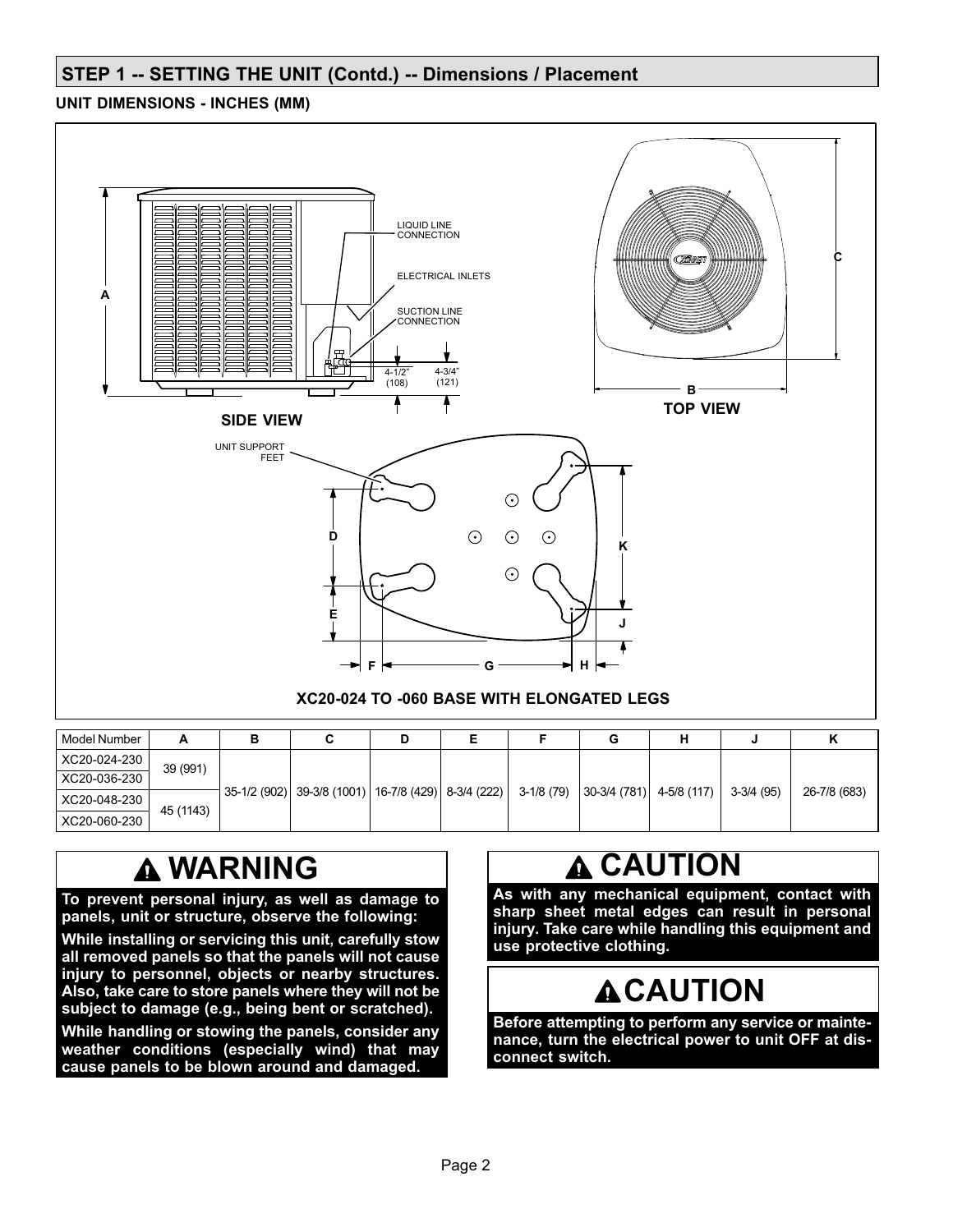## STEP 1 -- SETTING THE UNIT (Contd.) -- Dimensions / Placement

**UNIT DIMENSIONS - INCHES (MM)**

LIQUID LINE CONNECTION

ELECTRICAL INLETS

SUCTION LINE CONNECTION

4-1/2" (108)

4-3/4" (121)

SIDE VIEW

TOP VIEW

UNIT SUPPORT FEET

**XC20-024 TO -060 BASE WITH ELONGATED LEGS**

| Model Number | A | B | C | D | E | F | G | H | J | K |
|---|---|---|---|---|---|---|---|---|---|---|
| XC20-024-230 | 39 (991) | 35-1/2 (902) | 39-3/8 (1001) | 16-7/8 (429) | 8-3/4 (222) | 3-1/8 (79) | 30-3/4 (781) | 4-5/8 (117) | 3-3/4 (95) | 26-7/8 (683) |
| XC20-036-230 | 39 (991) | 35-1/2 (902) | 39-3/8 (1001) | 16-7/8 (429) | 8-3/4 (222) | 3-1/8 (79) | 30-3/4 (781) | 4-5/8 (117) | 3-3/4 (95) | 26-7/8 (683) |
| XC20-048-230 | 45 (1143) | 35-1/2 (902) | 39-3/8 (1001) | 16-7/8 (429) | 8-3/4 (222) | 3-1/8 (79) | 30-3/4 (781) | 4-5/8 (117) | 3-3/4 (95) | 26-7/8 (683) |
| XC20-060-230 | 45 (1143) | 35-1/2 (902) | 39-3/8 (1001) | 16-7/8 (429) | 8-3/4 (222) | 3-1/8 (79) | 30-3/4 (781) | 4-5/8 (117) | 3-3/4 (95) | 26-7/8 (683) |

# ⚠ WARNING

**To prevent personal injury, as well as damage to panels, unit or structure, observe the following:**

**While installing or servicing this unit, carefully stow all removed panels so that the panels will not cause injury to personnel, objects or nearby structures. Also, take care to store panels where they will not be subject to damage (e.g., being bent or scratched).**

**While handling or stowing the panels, consider any weather conditions (especially wind) that may cause panels to be blown around and damaged.**

# ⚠ CAUTION

**As with any mechanical equipment, contact with sharp sheet metal edges can result in personal injury. Take care while handling this equipment and use protective clothing.**

# ⚠ CAUTION

**Before attempting to perform any service or maintenance, turn the electrical power to unit OFF at disconnect switch.**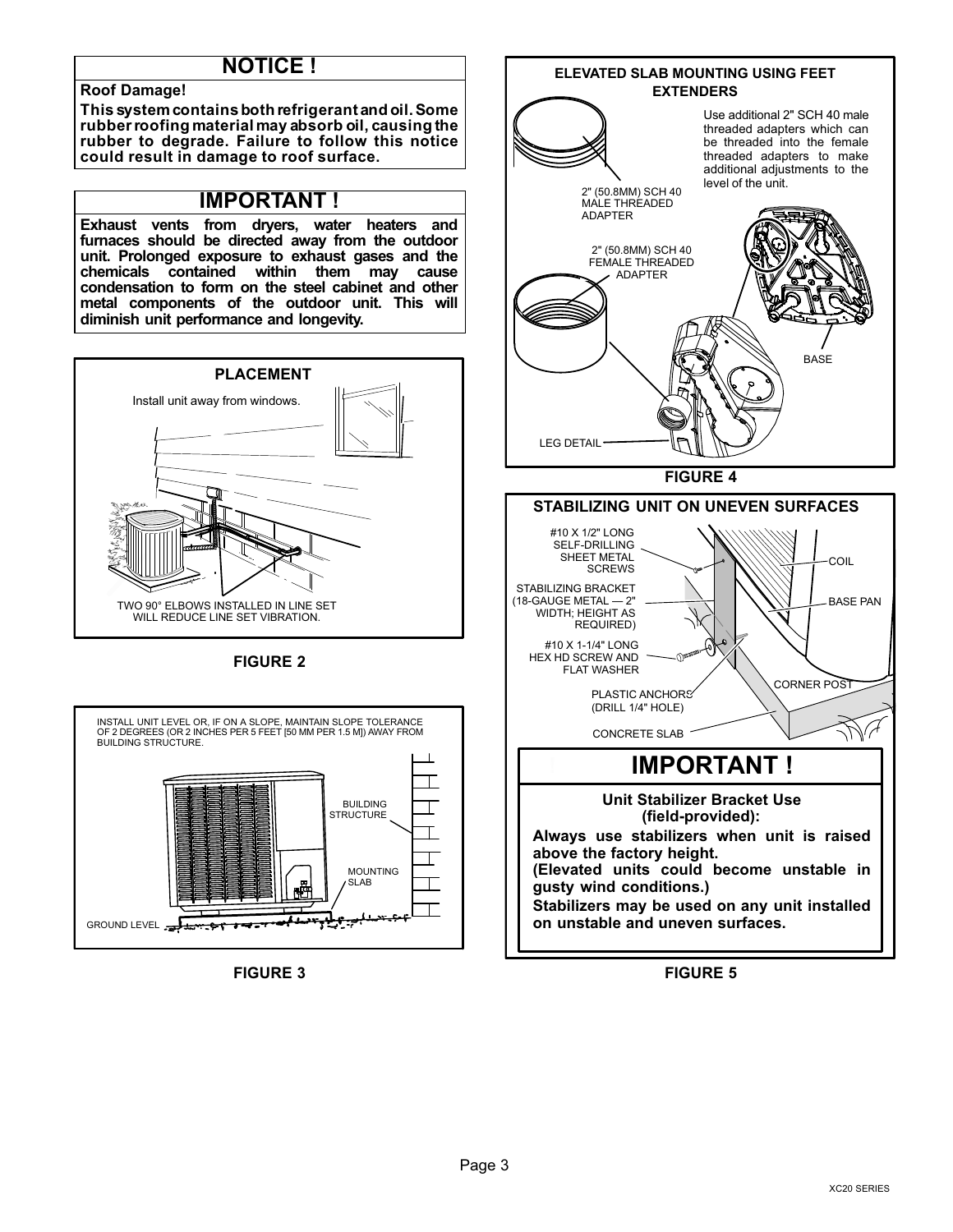## NOTICE !

**Roof Damage!**

**This system contains both refrigerant and oil. Some rubber roofing material may absorb oil, causing the rubber to degrade. Failure to follow this notice could result in damage to roof surface.**

## IMPORTANT !

**Exhaust vents from dryers, water heaters and furnaces should be directed away from the outdoor unit. Prolonged exposure to exhaust gases and the chemicals contained within them may cause condensation to form on the steel cabinet and other metal components of the outdoor unit. This will diminish unit performance and longevity.**

**PLACEMENT**

Install unit away from windows.

TWO 90° ELBOWS INSTALLED IN LINE SET WILL REDUCE LINE SET VIBRATION.

**FIGURE 2**

INSTALL UNIT LEVEL OR, IF ON A SLOPE, MAINTAIN SLOPE TOLERANCE OF 2 DEGREES (OR 2 INCHES PER 5 FEET [50 MM PER 1.5 M]) AWAY FROM BUILDING STRUCTURE.

BUILDING STRUCTURE

MOUNTING SLAB

GROUND LEVEL

**FIGURE 3**

**ELEVATED SLAB MOUNTING USING FEET EXTENDERS**

Use additional 2" SCH 40 male threaded adapters which can be threaded into the female threaded adapters to make additional adjustments to the level of the unit.

2" (50.8MM) SCH 40 MALE THREADED ADAPTER

2" (50.8MM) SCH 40 FEMALE THREADED ADAPTER

BASE

LEG DETAIL

**FIGURE 4**

**STABILIZING UNIT ON UNEVEN SURFACES**

#10 X 1/2" LONG SELF-DRILLING SHEET METAL SCREWS

STABILIZING BRACKET (18-GAUGE METAL — 2" WIDTH; HEIGHT AS REQUIRED)

#10 X 1-1/4" LONG HEX HD SCREW AND FLAT WASHER

PLASTIC ANCHORS (DRILL 1/4" HOLE)

CONCRETE SLAB

COIL

BASE PAN

CORNER POST

## IMPORTANT !

**Unit Stabilizer Bracket Use (field-provided):**

**Always use stabilizers when unit is raised above the factory height.**

**(Elevated units could become unstable in gusty wind conditions.)**

**Stabilizers may be used on any unit installed on unstable and uneven surfaces.**

**FIGURE 5**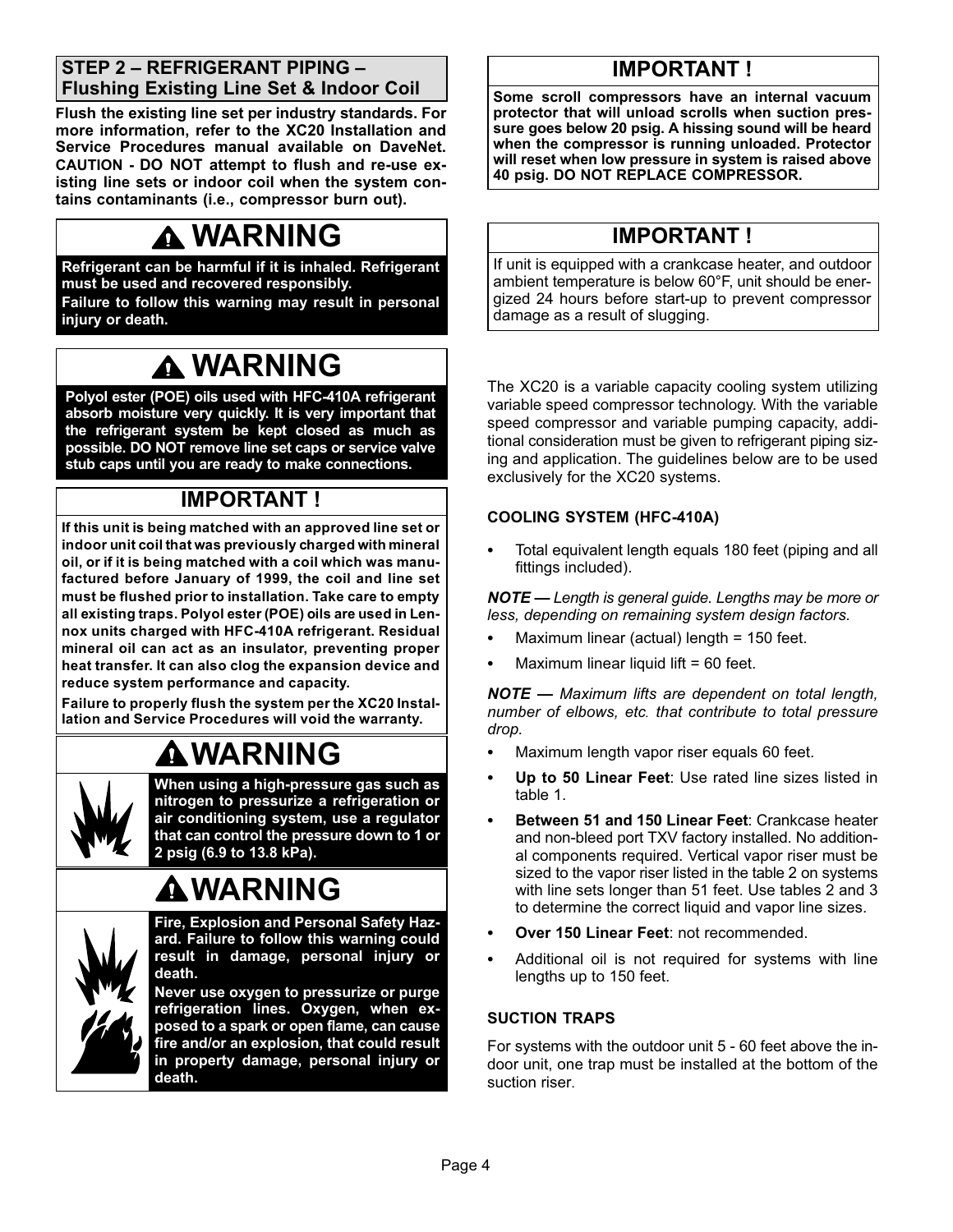## STEP 2 – REFRIGERANT PIPING – Flushing Existing Line Set & Indoor Coil

**Flush the existing line set per industry standards. For more information, refer to the XC20 Installation and Service Procedures manual available on DaveNet. CAUTION - DO NOT attempt to flush and re-use existing line sets or indoor coil when the system contains contaminants (i.e., compressor burn out).**

### WARNING

**Refrigerant can be harmful if it is inhaled. Refrigerant must be used and recovered responsibly.**

**Failure to follow this warning may result in personal injury or death.**

### WARNING

**Polyol ester (POE) oils used with HFC-410A refrigerant absorb moisture very quickly. It is very important that the refrigerant system be kept closed as much as possible. DO NOT remove line set caps or service valve stub caps until you are ready to make connections.**

### IMPORTANT !

**If this unit is being matched with an approved line set or indoor unit coil that was previously charged with mineral oil, or if it is being matched with a coil which was manufactured before January of 1999, the coil and line set must be flushed prior to installation. Take care to empty all existing traps. Polyol ester (POE) oils are used in Lennox units charged with HFC-410A refrigerant. Residual mineral oil can act as an insulator, preventing proper heat transfer. It can also clog the expansion device and reduce system performance and capacity.**

**Failure to properly flush the system per the XC20 Installation and Service Procedures will void the warranty.**

### WARNING

**When using a high-pressure gas such as nitrogen to pressurize a refrigeration or air conditioning system, use a regulator that can control the pressure down to 1 or 2 psig (6.9 to 13.8 kPa).**

### WARNING

**Fire, Explosion and Personal Safety Hazard. Failure to follow this warning could result in damage, personal injury or death.**

**Never use oxygen to pressurize or purge refrigeration lines. Oxygen, when exposed to a spark or open flame, can cause fire and/or an explosion, that could result in property damage, personal injury or death.**

### IMPORTANT !

**Some scroll compressors have an internal vacuum protector that will unload scrolls when suction pressure goes below 20 psig. A hissing sound will be heard when the compressor is running unloaded. Protector will reset when low pressure in system is raised above 40 psig. DO NOT REPLACE COMPRESSOR.**

### IMPORTANT !

If unit is equipped with a crankcase heater, and outdoor ambient temperature is below 60°F, unit should be energized 24 hours before start-up to prevent compressor damage as a result of slugging.

The XC20 is a variable capacity cooling system utilizing variable speed compressor technology. With the variable speed compressor and variable pumping capacity, additional consideration must be given to refrigerant piping sizing and application. The guidelines below are to be used exclusively for the XC20 systems.

#### COOLING SYSTEM (HFC-410A)

- Total equivalent length equals 180 feet (piping and all fittings included).

***NOTE —*** *Length is general guide. Lengths may be more or less, depending on remaining system design factors.*

- Maximum linear (actual) length = 150 feet.
- Maximum linear liquid lift = 60 feet.

***NOTE —*** *Maximum lifts are dependent on total length, number of elbows, etc. that contribute to total pressure drop.*

- Maximum length vapor riser equals 60 feet.
- **Up to 50 Linear Feet**: Use rated line sizes listed in table 1.
- **Between 51 and 150 Linear Feet**: Crankcase heater and non-bleed port TXV factory installed. No additional components required. Vertical vapor riser must be sized to the vapor riser listed in the table 2 on systems with line sets longer than 51 feet. Use tables 2 and 3 to determine the correct liquid and vapor line sizes.
- **Over 150 Linear Feet**: not recommended.
- Additional oil is not required for systems with line lengths up to 150 feet.

#### SUCTION TRAPS

For systems with the outdoor unit 5 - 60 feet above the indoor unit, one trap must be installed at the bottom of the suction riser.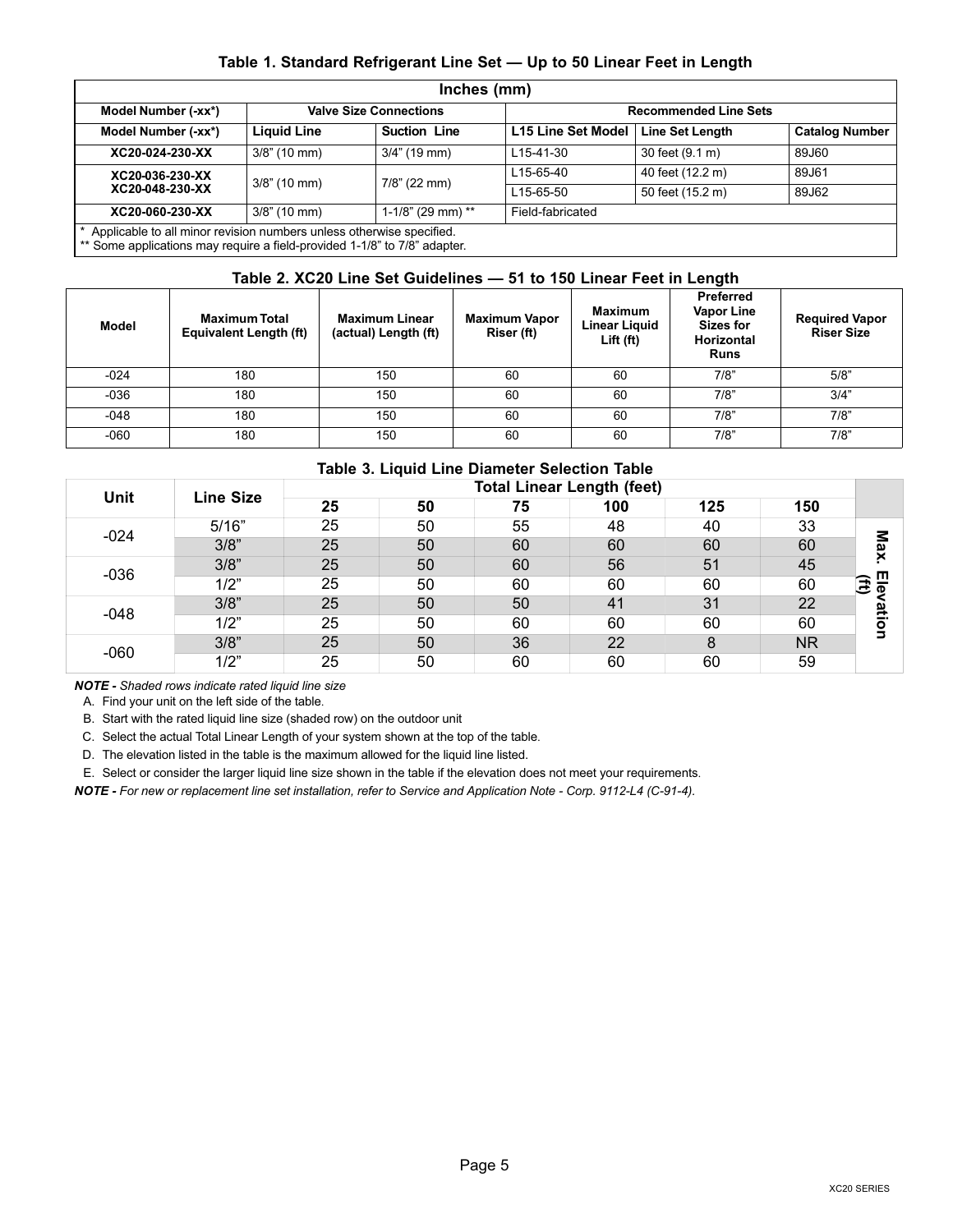### Table 1. Standard Refrigerant Line Set — Up to 50 Linear Feet in Length

| Inches (mm) | | | | | |
|---|---|---|---|---|---|
| Model Number (-xx*) | Valve Size Connections | | Recommended Line Sets | | |
| Model Number (-xx*) | Liquid Line | Suction Line | L15 Line Set Model | Line Set Length | Catalog Number |
| XC20-024-230-XX | 3/8" (10 mm) | 3/4" (19 mm) | L15-41-30 | 30 feet (9.1 m) | 89J60 |
| XC20-036-230-XX<br>XC20-048-230-XX | 3/8" (10 mm) | 7/8" (22 mm) | L15-65-40 | 40 feet (12.2 m) | 89J61 |
| | | | L15-65-50 | 50 feet (15.2 m) | 89J62 |
| XC20-060-230-XX | 3/8" (10 mm) | 1-1/8" (29 mm) ** | Field-fabricated | | |

\* Applicable to all minor revision numbers unless otherwise specified.
** Some applications may require a field-provided 1-1/8" to 7/8" adapter.

### Table 2. XC20 Line Set Guidelines — 51 to 150 Linear Feet in Length

| Model | Maximum Total Equivalent Length (ft) | Maximum Linear (actual) Length (ft) | Maximum Vapor Riser (ft) | Maximum Linear Liquid Lift (ft) | Preferred Vapor Line Sizes for Horizontal Runs | Required Vapor Riser Size |
|---|---|---|---|---|---|---|
| -024 | 180 | 150 | 60 | 60 | 7/8" | 5/8" |
| -036 | 180 | 150 | 60 | 60 | 7/8" | 3/4" |
| -048 | 180 | 150 | 60 | 60 | 7/8" | 7/8" |
| -060 | 180 | 150 | 60 | 60 | 7/8" | 7/8" |

### Table 3. Liquid Line Diameter Selection Table

| Unit | Line Size | Total Linear Length (feet) | | | | | | |
|---|---|---|---|---|---|---|---|---|
| | | 25 | 50 | 75 | 100 | 125 | 150 | |
| -024 | 5/16" | 25 | 50 | 55 | 48 | 40 | 33 | Max. Elevation (ft) |
| | 3/8" | 25 | 50 | 60 | 60 | 60 | 60 | |
| -036 | 3/8" | 25 | 50 | 60 | 56 | 51 | 45 | |
| | 1/2" | 25 | 50 | 60 | 60 | 60 | 60 | |
| -048 | 3/8" | 25 | 50 | 50 | 41 | 31 | 22 | |
| | 1/2" | 25 | 50 | 60 | 60 | 60 | 60 | |
| -060 | 3/8" | 25 | 50 | 36 | 22 | 8 | NR | |
| | 1/2" | 25 | 50 | 60 | 60 | 60 | 59 | |

***NOTE -** Shaded rows indicate rated liquid line size*

A. Find your unit on the left side of the table.

B. Start with the rated liquid line size (shaded row) on the outdoor unit

C. Select the actual Total Linear Length of your system shown at the top of the table.

D. The elevation listed in the table is the maximum allowed for the liquid line listed.

E. Select or consider the larger liquid line size shown in the table if the elevation does not meet your requirements.

***NOTE -** For new or replacement line set installation, refer to Service and Application Note - Corp. 9112-L4 (C-91-4).*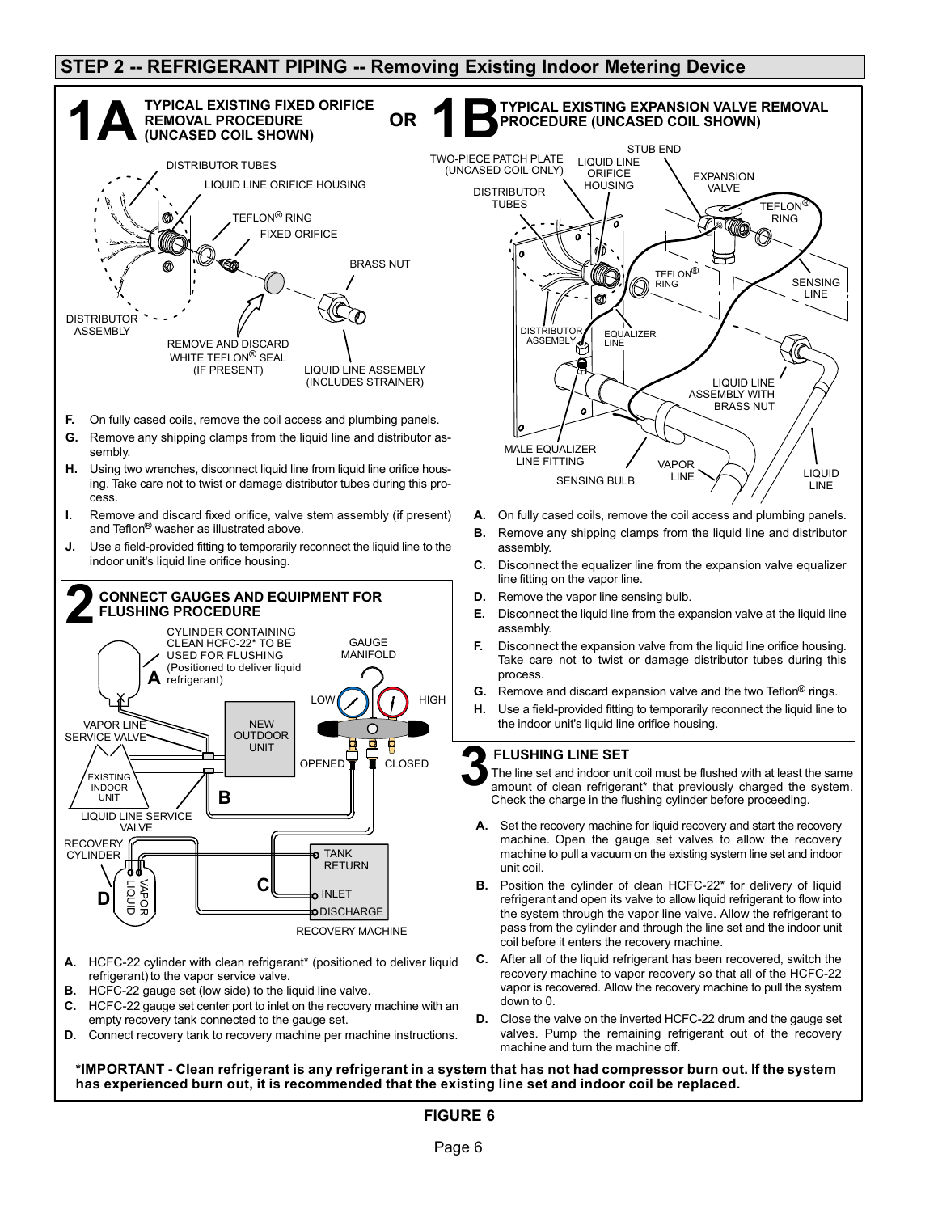## STEP 2 -- REFRIGERANT PIPING -- Removing Existing Indoor Metering Device

### 1A TYPICAL EXISTING FIXED ORIFICE REMOVAL PROCEDURE (UNCASED COIL SHOWN)

DISTRIBUTOR TUBES
LIQUID LINE ORIFICE HOUSING
TEFLON® RING
FIXED ORIFICE
BRASS NUT
DISTRIBUTOR ASSEMBLY
REMOVE AND DISCARD WHITE TEFLON® SEAL (IF PRESENT)
LIQUID LINE ASSEMBLY (INCLUDES STRAINER)

**F.** On fully cased coils, remove the coil access and plumbing panels.

**G.** Remove any shipping clamps from the liquid line and distributor assembly.

**H.** Using two wrenches, disconnect liquid line from liquid line orifice housing. Take care not to twist or damage distributor tubes during this process.

**I.** Remove and discard fixed orifice, valve stem assembly (if present) and Teflon® washer as illustrated above.

**J.** Use a field-provided fitting to temporarily reconnect the liquid line to the indoor unit's liquid line orifice housing.

**OR**

### 1B TYPICAL EXISTING EXPANSION VALVE REMOVAL PROCEDURE (UNCASED COIL SHOWN)

TWO-PIECE PATCH PLATE (UNCASED COIL ONLY)
LIQUID LINE ORIFICE HOUSING
STUB END
EXPANSION VALVE
DISTRIBUTOR TUBES
TEFLON® RING
TEFLON® RING
SENSING LINE
DISTRIBUTOR ASSEMBLY
EQUALIZER LINE
LIQUID LINE ASSEMBLY WITH BRASS NUT
MALE EQUALIZER LINE FITTING
SENSING BULB
VAPOR LINE
LIQUID LINE

**A.** On fully cased coils, remove the coil access and plumbing panels.

**B.** Remove any shipping clamps from the liquid line and distributor assembly.

**C.** Disconnect the equalizer line from the expansion valve equalizer line fitting on the vapor line.

**D.** Remove the vapor line sensing bulb.

**E.** Disconnect the liquid line from the expansion valve at the liquid line assembly.

**F.** Disconnect the expansion valve from the liquid line orifice housing. Take care not to twist or damage distributor tubes during this process.

**G.** Remove and discard expansion valve and the two Teflon® rings.

**H.** Use a field-provided fitting to temporarily reconnect the liquid line to the indoor unit's liquid line orifice housing.

### 2 CONNECT GAUGES AND EQUIPMENT FOR FLUSHING PROCEDURE

A — CYLINDER CONTAINING CLEAN HCFC-22* TO BE USED FOR FLUSHING (Positioned to deliver liquid refrigerant)
GAUGE MANIFOLD
LOW
HIGH
VAPOR LINE SERVICE VALVE
NEW OUTDOOR UNIT
OPENED
CLOSED
EXISTING INDOOR UNIT
B
LIQUID LINE SERVICE VALVE
RECOVERY CYLINDER
TANK RETURN
C
INLET
DISCHARGE
D
VAPOR
LIQUID
RECOVERY MACHINE

**A.** HCFC-22 cylinder with clean refrigerant* (positioned to deliver liquid refrigerant) to the vapor service valve.

**B.** HCFC-22 gauge set (low side) to the liquid line valve.

**C.** HCFC-22 gauge set center port to inlet on the recovery machine with an empty recovery tank connected to the gauge set.

**D.** Connect recovery tank to recovery machine per machine instructions.

### 3 FLUSHING LINE SET

The line set and indoor unit coil must be flushed with at least the same amount of clean refrigerant* that previously charged the system. Check the charge in the flushing cylinder before proceeding.

**A.** Set the recovery machine for liquid recovery and start the recovery machine. Open the gauge set valves to allow the recovery machine to pull a vacuum on the existing system line set and indoor unit coil.

**B.** Position the cylinder of clean HCFC-22* for delivery of liquid refrigerant and open its valve to allow liquid refrigerant to flow into the system through the vapor line valve. Allow the refrigerant to pass from the cylinder and through the line set and the indoor unit coil before it enters the recovery machine.

**C.** After all of the liquid refrigerant has been recovered, switch the recovery machine to vapor recovery so that all of the HCFC-22 vapor is recovered. Allow the recovery machine to pull the system down to 0.

**D.** Close the valve on the inverted HCFC-22 drum and the gauge set valves. Pump the remaining refrigerant out of the recovery machine and turn the machine off.

***IMPORTANT - Clean refrigerant is any refrigerant in a system that has not had compressor burn out. If the system has experienced burn out, it is recommended that the existing line set and indoor coil be replaced.**

**FIGURE 6**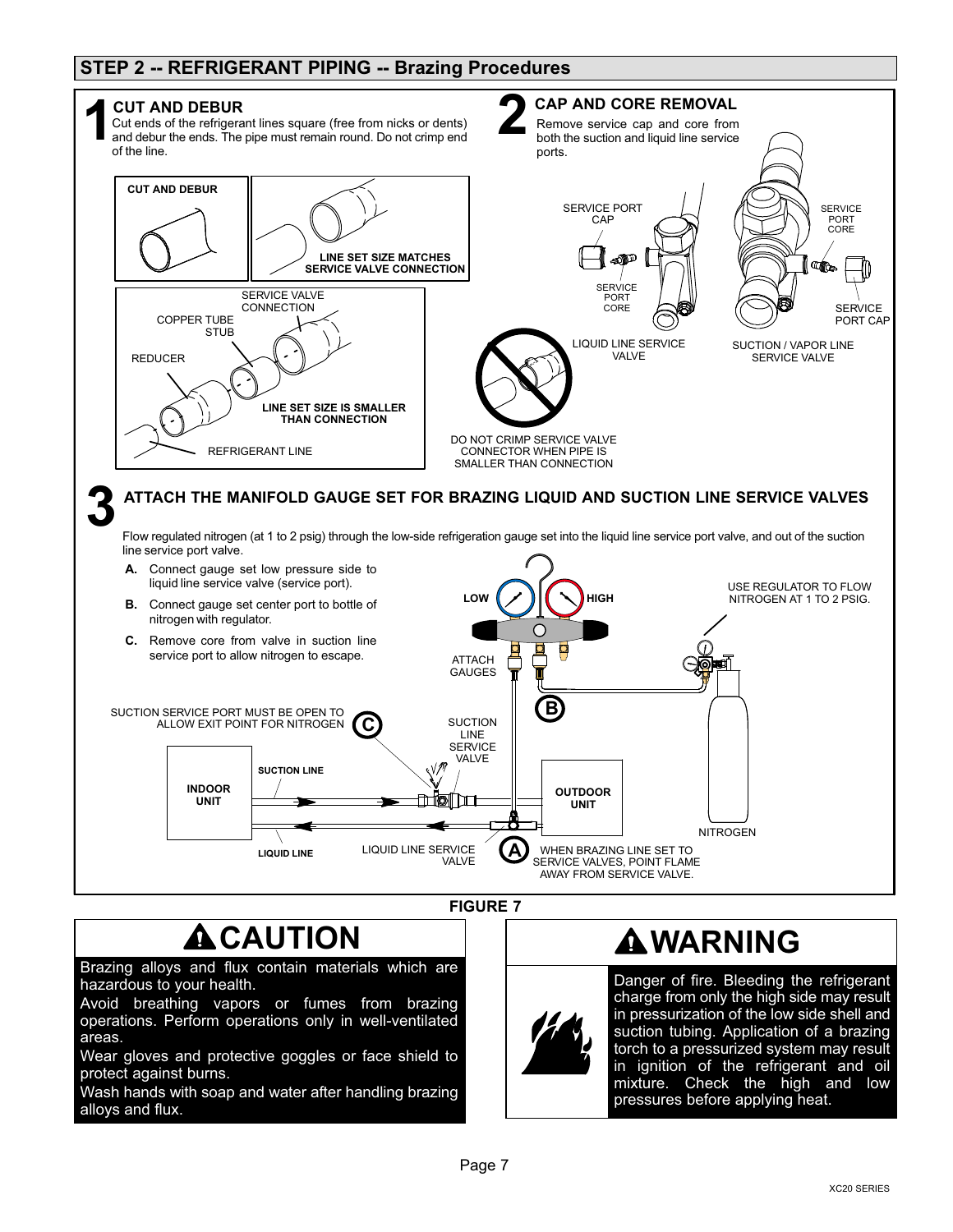## STEP 2 -- REFRIGERANT PIPING -- Brazing Procedures

### 1 CUT AND DEBUR

Cut ends of the refrigerant lines square (free from nicks or dents) and debur the ends. The pipe must remain round. Do not crimp end of the line.

CUT AND DEBUR

LINE SET SIZE MATCHES SERVICE VALVE CONNECTION

SERVICE VALVE CONNECTION

COPPER TUBE STUB

REDUCER

LINE SET SIZE IS SMALLER THAN CONNECTION

REFRIGERANT LINE

DO NOT CRIMP SERVICE VALVE CONNECTOR WHEN PIPE IS SMALLER THAN CONNECTION

### 2 CAP AND CORE REMOVAL

Remove service cap and core from both the suction and liquid line service ports.

SERVICE PORT CAP

SERVICE PORT CORE

LIQUID LINE SERVICE VALVE

SERVICE PORT CORE

SERVICE PORT CAP

SUCTION / VAPOR LINE SERVICE VALVE

### 3 ATTACH THE MANIFOLD GAUGE SET FOR BRAZING LIQUID AND SUCTION LINE SERVICE VALVES

Flow regulated nitrogen (at 1 to 2 psig) through the low-side refrigeration gauge set into the liquid line service port valve, and out of the suction line service port valve.

- **A.** Connect gauge set low pressure side to liquid line service valve (service port).
- **B.** Connect gauge set center port to bottle of nitrogen with regulator.
- **C.** Remove core from valve in suction line service port to allow nitrogen to escape.

LOW HIGH

ATTACH GAUGES

USE REGULATOR TO FLOW NITROGEN AT 1 TO 2 PSIG.

SUCTION SERVICE PORT MUST BE OPEN TO ALLOW EXIT POINT FOR NITROGEN (C)

SUCTION LINE SERVICE VALVE

(B)

INDOOR UNIT

SUCTION LINE

OUTDOOR UNIT

NITROGEN

LIQUID LINE

LIQUID LINE SERVICE VALVE

(A) WHEN BRAZING LINE SET TO SERVICE VALVES, POINT FLAME AWAY FROM SERVICE VALVE.

**FIGURE 7**

> **⚠ CAUTION**
>
> Brazing alloys and flux contain materials which are hazardous to your health.
>
> Avoid breathing vapors or fumes from brazing operations. Perform operations only in well-ventilated areas.
>
> Wear gloves and protective goggles or face shield to protect against burns.
>
> Wash hands with soap and water after handling brazing alloys and flux.

> **⚠ WARNING**
>
> Danger of fire. Bleeding the refrigerant charge from only the high side may result in pressurization of the low side shell and suction tubing. Application of a brazing torch to a pressurized system may result in ignition of the refrigerant and oil mixture. Check the high and low pressures before applying heat.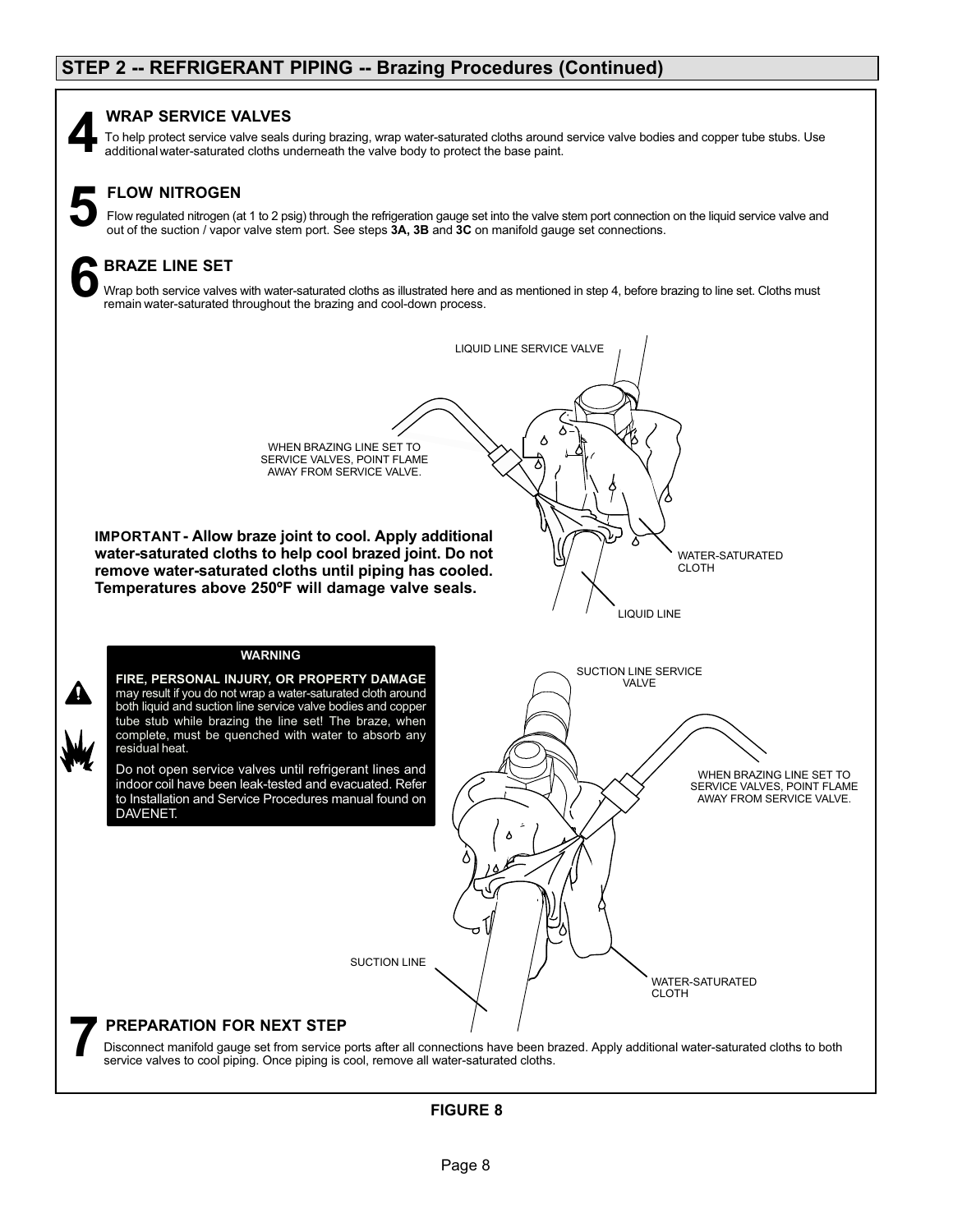## STEP 2 -- REFRIGERANT PIPING -- Brazing Procedures (Continued)

### 4 WRAP SERVICE VALVES

To help protect service valve seals during brazing, wrap water-saturated cloths around service valve bodies and copper tube stubs. Use additional water-saturated cloths underneath the valve body to protect the base paint.

### 5 FLOW NITROGEN

Flow regulated nitrogen (at 1 to 2 psig) through the refrigeration gauge set into the valve stem port connection on the liquid service valve and out of the suction / vapor valve stem port. See steps **3A, 3B** and **3C** on manifold gauge set connections.

### 6 BRAZE LINE SET

Wrap both service valves with water-saturated cloths as illustrated here and as mentioned in step 4, before brazing to line set. Cloths must remain water-saturated throughout the brazing and cool-down process.

LIQUID LINE SERVICE VALVE

WHEN BRAZING LINE SET TO SERVICE VALVES, POINT FLAME AWAY FROM SERVICE VALVE.

WATER-SATURATED CLOTH

LIQUID LINE

**IMPORTANT - Allow braze joint to cool. Apply additional water-saturated cloths to help cool brazed joint. Do not remove water-saturated cloths until piping has cooled. Temperatures above 250ºF will damage valve seals.**

**WARNING**

**FIRE, PERSONAL INJURY, OR PROPERTY DAMAGE** may result if you do not wrap a water-saturated cloth around both liquid and suction line service valve bodies and copper tube stub while brazing the line set! The braze, when complete, must be quenched with water to absorb any residual heat.

Do not open service valves until refrigerant lines and indoor coil have been leak-tested and evacuated. Refer to Installation and Service Procedures manual found on DAVENET.

SUCTION LINE SERVICE VALVE

WHEN BRAZING LINE SET TO SERVICE VALVES, POINT FLAME AWAY FROM SERVICE VALVE.

SUCTION LINE

WATER-SATURATED CLOTH

### 7 PREPARATION FOR NEXT STEP

Disconnect manifold gauge set from service ports after all connections have been brazed. Apply additional water-saturated cloths to both service valves to cool piping. Once piping is cool, remove all water-saturated cloths.

**FIGURE 8**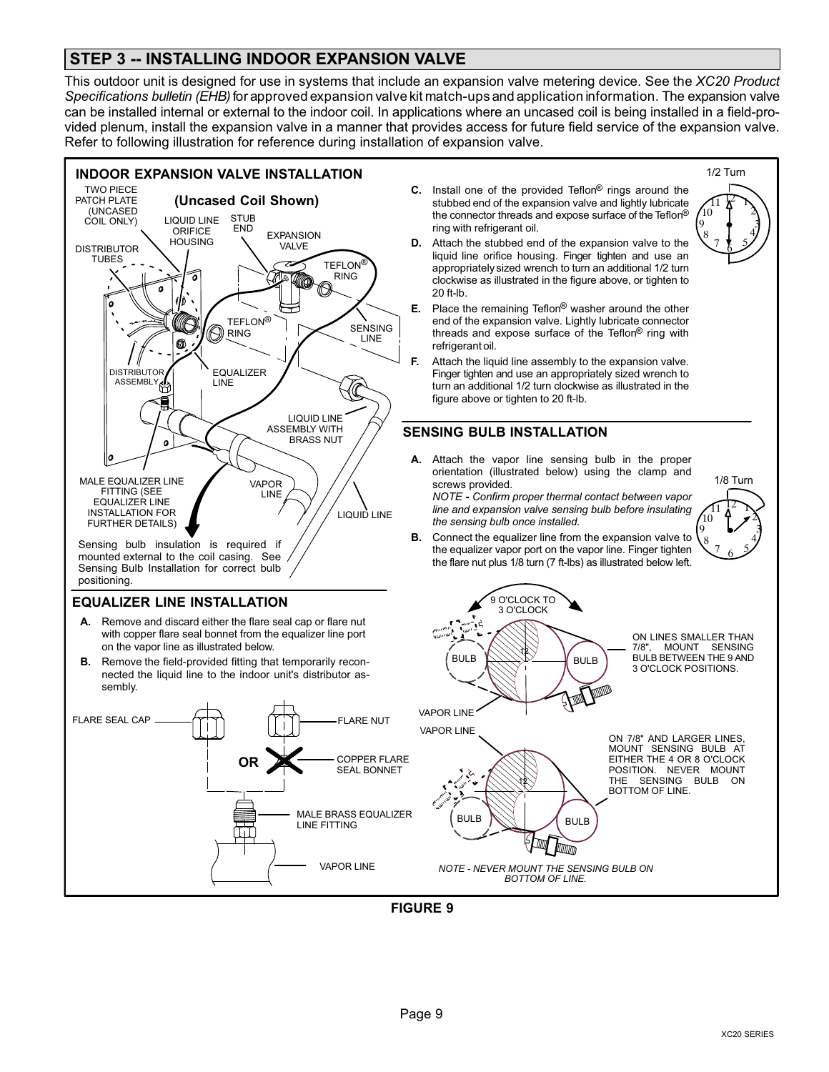## STEP 3 -- INSTALLING INDOOR EXPANSION VALVE

This outdoor unit is designed for use in systems that include an expansion valve metering device. See the *XC20 Product Specifications bulletin (EHB)* for approved expansion valve kit match-ups and application information. The expansion valve can be installed internal or external to the indoor coil. In applications where an uncased coil is being installed in a field-provided plenum, install the expansion valve in a manner that provides access for future field service of the expansion valve. Refer to following illustration for reference during installation of expansion valve.

### INDOOR EXPANSION VALVE INSTALLATION

**(Uncased Coil Shown)**

TWO PIECE PATCH PLATE (UNCASED COIL ONLY)

LIQUID LINE ORIFICE HOUSING

STUB END

EXPANSION VALVE

DISTRIBUTOR TUBES

TEFLON® RING

TEFLON® RING

SENSING LINE

DISTRIBUTOR ASSEMBLY

EQUALIZER LINE

LIQUID LINE ASSEMBLY WITH BRASS NUT

MALE EQUALIZER LINE FITTING (SEE EQUALIZER LINE INSTALLATION FOR FURTHER DETAILS)

VAPOR LINE

LIQUID LINE

Sensing bulb insulation is required if mounted external to the coil casing. See Sensing Bulb Installation for correct bulb positioning.

**C.** Install one of the provided Teflon® rings around the stubbed end of the expansion valve and lightly lubricate the connector threads and expose surface of the Teflon® ring with refrigerant oil.

**D.** Attach the stubbed end of the expansion valve to the liquid line orifice housing. Finger tighten and use an appropriately sized wrench to turn an additional 1/2 turn clockwise as illustrated in the figure above, or tighten to 20 ft-lb.

**E.** Place the remaining Teflon® washer around the other end of the expansion valve. Lightly lubricate connector threads and expose surface of the Teflon® ring with refrigerant oil.

**F.** Attach the liquid line assembly to the expansion valve. Finger tighten and use an appropriately sized wrench to turn an additional 1/2 turn clockwise as illustrated in the figure above or tighten to 20 ft-lb.

1/2 Turn

### EQUALIZER LINE INSTALLATION

**A.** Remove and discard either the flare seal cap or flare nut with copper flare seal bonnet from the equalizer line port on the vapor line as illustrated below.

**B.** Remove the field-provided fitting that temporarily reconnected the liquid line to the indoor unit's distributor assembly.

FLARE SEAL CAP

OR

FLARE NUT

COPPER FLARE SEAL BONNET

MALE BRASS EQUALIZER LINE FITTING

VAPOR LINE

### SENSING BULB INSTALLATION

**A.** Attach the vapor line sensing bulb in the proper orientation (illustrated below) using the clamp and screws provided.
*NOTE - Confirm proper thermal contact between vapor line and expansion valve sensing bulb before insulating the sensing bulb once installed.*

**B.** Connect the equalizer line from the expansion valve to the equalizer vapor port on the vapor line. Finger tighten the flare nut plus 1/8 turn (7 ft-lbs) as illustrated below left.

1/8 Turn

9 O'CLOCK TO 3 O'CLOCK

BULB

BULB

VAPOR LINE

ON LINES SMALLER THAN 7/8", MOUNT SENSING BULB BETWEEN THE 9 AND 3 O'CLOCK POSITIONS.

VAPOR LINE

BULB

BULB

ON 7/8" AND LARGER LINES, MOUNT SENSING BULB AT EITHER THE 4 OR 8 O'CLOCK POSITION. NEVER MOUNT THE SENSING BULB ON BOTTOM OF LINE.

*NOTE - NEVER MOUNT THE SENSING BULB ON BOTTOM OF LINE.*

**FIGURE 9**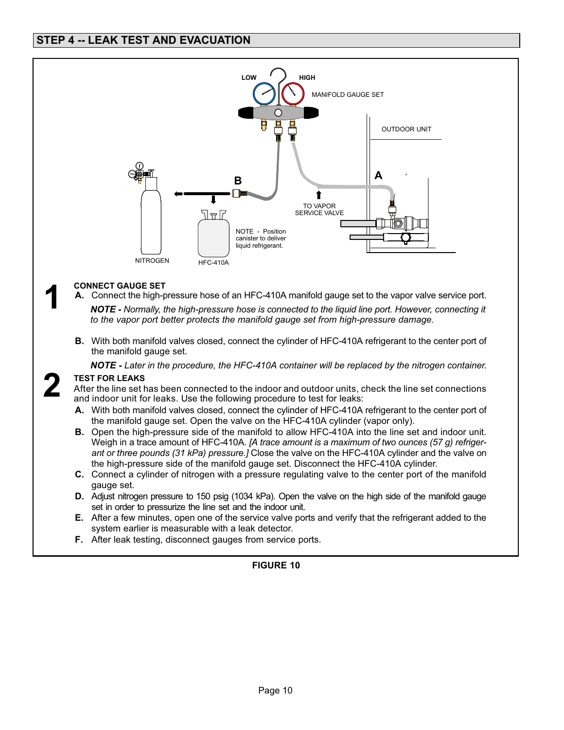## STEP 4 -- LEAK TEST AND EVACUATION

LOW HIGH

MANIFOLD GAUGE SET

OUTDOOR UNIT

A

B

TO VAPOR SERVICE VALVE

NOTE - Position canister to deliver liquid refrigerant.

NITROGEN HFC-410A

**1**

**CONNECT GAUGE SET**

**A.** Connect the high-pressure hose of an HFC-410A manifold gauge set to the vapor valve service port.

***NOTE -*** *Normally, the high-pressure hose is connected to the liquid line port. However, connecting it to the vapor port better protects the manifold gauge set from high-pressure damage.*

**B.** With both manifold valves closed, connect the cylinder of HFC-410A refrigerant to the center port of the manifold gauge set.

***NOTE -*** *Later in the procedure, the HFC-410A container will be replaced by the nitrogen container.*

**2**

**TEST FOR LEAKS**

After the line set has been connected to the indoor and outdoor units, check the line set connections and indoor unit for leaks. Use the following procedure to test for leaks:

**A.** With both manifold valves closed, connect the cylinder of HFC-410A refrigerant to the center port of the manifold gauge set. Open the valve on the HFC-410A cylinder (vapor only).

**B.** Open the high-pressure side of the manifold to allow HFC-410A into the line set and indoor unit. Weigh in a trace amount of HFC-410A. *[A trace amount is a maximum of two ounces (57 g) refrigerant or three pounds (31 kPa) pressure.]* Close the valve on the HFC-410A cylinder and the valve on the high-pressure side of the manifold gauge set. Disconnect the HFC-410A cylinder.

**C.** Connect a cylinder of nitrogen with a pressure regulating valve to the center port of the manifold gauge set.

**D.** Adjust nitrogen pressure to 150 psig (1034 kPa). Open the valve on the high side of the manifold gauge set in order to pressurize the line set and the indoor unit.

**E.** After a few minutes, open one of the service valve ports and verify that the refrigerant added to the system earlier is measurable with a leak detector.

**F.** After leak testing, disconnect gauges from service ports.

**FIGURE 10**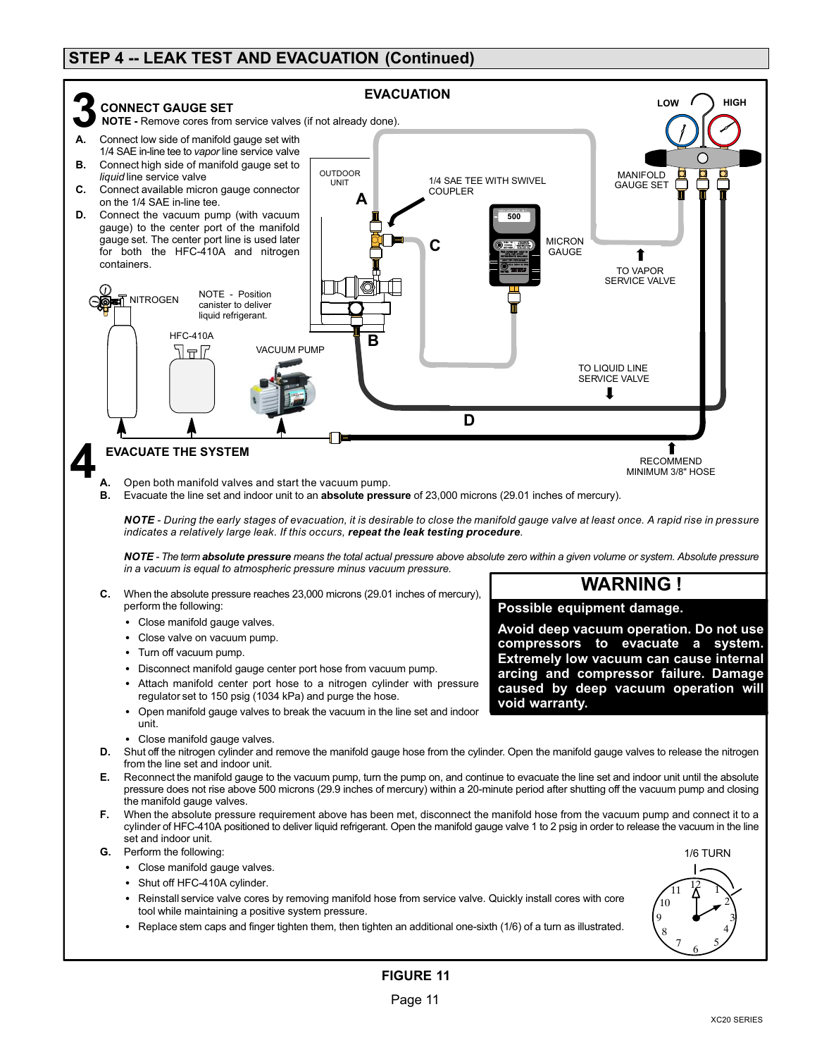## STEP 4 -- LEAK TEST AND EVACUATION (Continued)

### EVACUATION

### 3 CONNECT GAUGE SET

**NOTE -** Remove cores from service valves (if not already done).

- **A.** Connect low side of manifold gauge set with 1/4 SAE in-line tee to *vapor* line service valve
- **B.** Connect high side of manifold gauge set to *liquid* line service valve
- **C.** Connect available micron gauge connector on the 1/4 SAE in-line tee.
- **D.** Connect the vacuum pump (with vacuum gauge) to the center port of the manifold gauge set. The center port line is used later for both the HFC-410A and nitrogen containers.

OUTDOOR UNIT

1/4 SAE TEE WITH SWIVEL COUPLER

MICRON GAUGE

500

LOW

HIGH

MANIFOLD GAUGE SET

TO VAPOR SERVICE VALVE

NITROGEN

NOTE - Position canister to deliver liquid refrigerant.

HFC-410A

VACUUM PUMP

TO LIQUID LINE SERVICE VALVE

RECOMMEND MINIMUM 3/8" HOSE

### 4 EVACUATE THE SYSTEM

- **A.** Open both manifold valves and start the vacuum pump.
- **B.** Evacuate the line set and indoor unit to an **absolute pressure** of 23,000 microns (29.01 inches of mercury).

*NOTE - During the early stages of evacuation, it is desirable to close the manifold gauge valve at least once. A rapid rise in pressure indicates a relatively large leak. If this occurs,* ***repeat the leak testing procedure****.*

*NOTE - The term* ***absolute pressure*** *means the total actual pressure above absolute zero within a given volume or system. Absolute pressure in a vacuum is equal to atmospheric pressure minus vacuum pressure.*

- **C.** When the absolute pressure reaches 23,000 microns (29.01 inches of mercury), perform the following:
  - Close manifold gauge valves.
  - Close valve on vacuum pump.
  - Turn off vacuum pump.
  - Disconnect manifold gauge center port hose from vacuum pump.
  - Attach manifold center port hose to a nitrogen cylinder with pressure regulator set to 150 psig (1034 kPa) and purge the hose.
  - Open manifold gauge valves to break the vacuum in the line set and indoor unit.
  - Close manifold gauge valves.
- **D.** Shut off the nitrogen cylinder and remove the manifold gauge hose from the cylinder. Open the manifold gauge valves to release the nitrogen from the line set and indoor unit.
- **E.** Reconnect the manifold gauge to the vacuum pump, turn the pump on, and continue to evacuate the line set and indoor unit until the absolute pressure does not rise above 500 microns (29.9 inches of mercury) within a 20-minute period after shutting off the vacuum pump and closing the manifold gauge valves.
- **F.** When the absolute pressure requirement above has been met, disconnect the manifold hose from the vacuum pump and connect it to a cylinder of HFC-410A positioned to deliver liquid refrigerant. Open the manifold gauge valve 1 to 2 psig in order to release the vacuum in the line set and indoor unit.
- **G.** Perform the following:
  - Close manifold gauge valves.
  - Shut off HFC-410A cylinder.
  - Reinstall service valve cores by removing manifold hose from service valve. Quickly install cores with core tool while maintaining a positive system pressure.
  - Replace stem caps and finger tighten them, then tighten an additional one-sixth (1/6) of a turn as illustrated.

1/6 TURN

> **WARNING !**
>
> **Possible equipment damage.**
>
> **Avoid deep vacuum operation. Do not use compressors to evacuate a system. Extremely low vacuum can cause internal arcing and compressor failure. Damage caused by deep vacuum operation will void warranty.**

**FIGURE 11**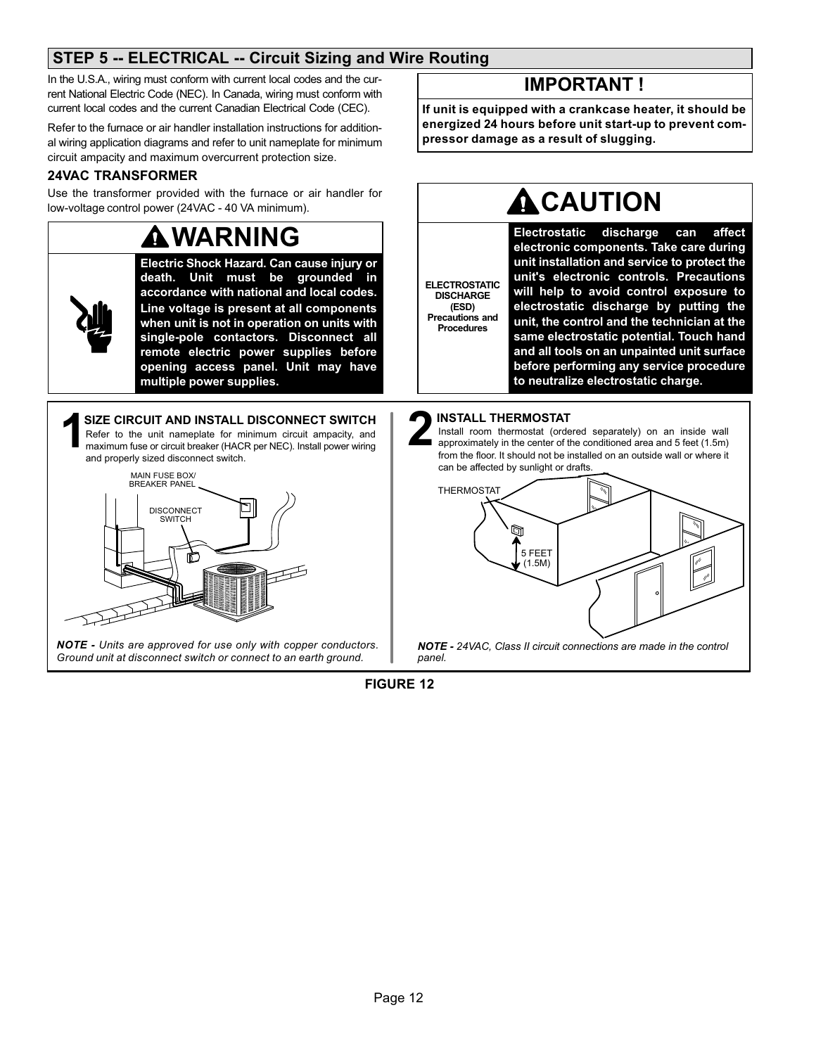## STEP 5 -- ELECTRICAL -- Circuit Sizing and Wire Routing

In the U.S.A., wiring must conform with current local codes and the current National Electric Code (NEC). In Canada, wiring must conform with current local codes and the current Canadian Electrical Code (CEC).

Refer to the furnace or air handler installation instructions for additional wiring application diagrams and refer to unit nameplate for minimum circuit ampacity and maximum overcurrent protection size.

### 24VAC TRANSFORMER

Use the transformer provided with the furnace or air handler for low-voltage control power (24VAC - 40 VA minimum).

> **WARNING**
>
> **Electric Shock Hazard. Can cause injury or death. Unit must be grounded in accordance with national and local codes.**
>
> **Line voltage is present at all components when unit is not in operation on units with single-pole contactors. Disconnect all remote electric power supplies before opening access panel. Unit may have multiple power supplies.**

> **IMPORTANT !**
>
> **If unit is equipped with a crankcase heater, it should be energized 24 hours before unit start-up to prevent compressor damage as a result of slugging.**

> **CAUTION**
>
> ELECTROSTATIC DISCHARGE (ESD) Precautions and Procedures
>
> **Electrostatic discharge can affect electronic components. Take care during unit installation and service to protect the unit's electronic controls. Precautions will help to avoid control exposure to electrostatic discharge by putting the unit, the control and the technician at the same electrostatic potential. Touch hand and all tools on an unpainted unit surface before performing any service procedure to neutralize electrostatic charge.**

**1 SIZE CIRCUIT AND INSTALL DISCONNECT SWITCH**

Refer to the unit nameplate for minimum circuit ampacity, and maximum fuse or circuit breaker (HACR per NEC). Install power wiring and properly sized disconnect switch.

MAIN FUSE BOX/ BREAKER PANEL

DISCONNECT SWITCH

***NOTE -*** *Units are approved for use only with copper conductors. Ground unit at disconnect switch or connect to an earth ground.*

**2 INSTALL THERMOSTAT**

Install room thermostat (ordered separately) on an inside wall approximately in the center of the conditioned area and 5 feet (1.5m) from the floor. It should not be installed on an outside wall or where it can be affected by sunlight or drafts.

THERMOSTAT

5 FEET (1.5M)

***NOTE -*** *24VAC, Class II circuit connections are made in the control panel.*

**FIGURE 12**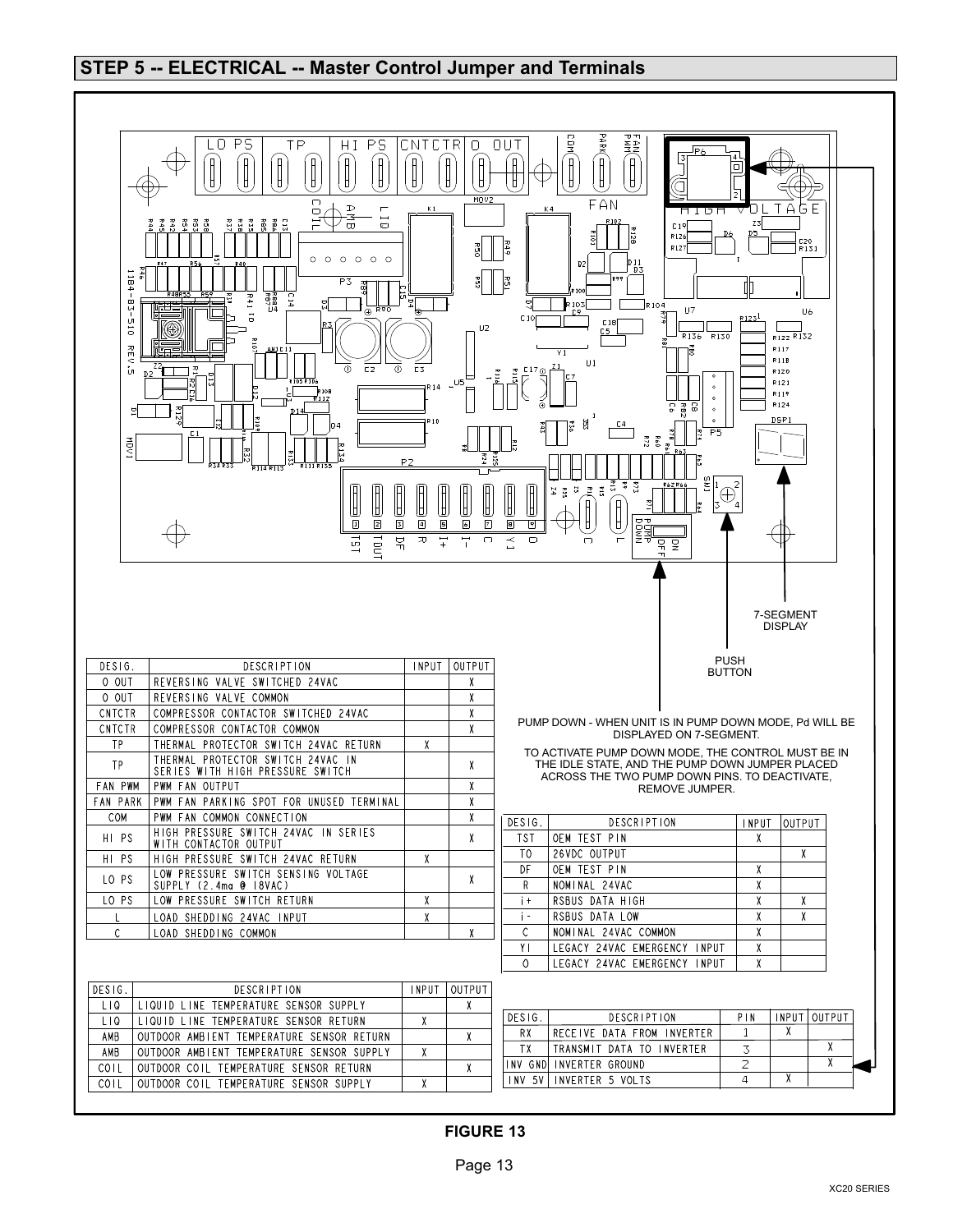## STEP 5 -- ELECTRICAL -- Master Control Jumper and Terminals

PUSH BUTTON

7-SEGMENT DISPLAY

PUMP DOWN - WHEN UNIT IS IN PUMP DOWN MODE, Pd WILL BE DISPLAYED ON 7-SEGMENT.

TO ACTIVATE PUMP DOWN MODE, THE CONTROL MUST BE IN THE IDLE STATE, AND THE PUMP DOWN JUMPER PLACED ACROSS THE TWO PUMP DOWN PINS. TO DEACTIVATE, REMOVE JUMPER.

| DESIG. | DESCRIPTION | INPUT | OUTPUT |
|---|---|---|---|
| O OUT | REVERSING VALVE SWITCHED 24VAC | | X |
| O OUT | REVERSING VALVE COMMON | | X |
| CNTCTR | COMPRESSOR CONTACTOR SWITCHED 24VAC | | X |
| CNTCTR | COMPRESSOR CONTACTOR COMMON | | X |
| TP | THERMAL PROTECTOR SWITCH 24VAC RETURN | X | |
| TP | THERMAL PROTECTOR SWITCH 24VAC IN SERIES WITH HIGH PRESSURE SWITCH | | X |
| FAN PWM | PWM FAN OUTPUT | | X |
| FAN PARK | PWM FAN PARKING SPOT FOR UNUSED TERMINAL | | X |
| COM | PWM FAN COMMON CONNECTION | | X |
| HI PS | HIGH PRESSURE SWITCH 24VAC IN SERIES WITH CONTACTOR OUTPUT | | X |
| HI PS | HIGH PRESSURE SWITCH 24VAC RETURN | X | |
| LO PS | LOW PRESSURE SWITCH SENSING VOLTAGE SUPPLY (2.4ma @ 18VAC) | | X |
| LO PS | LOW PRESSURE SWITCH RETURN | X | |
| L | LOAD SHEDDING 24VAC INPUT | X | |
| C | LOAD SHEDDING COMMON | | X |

| DESIG. | DESCRIPTION | INPUT | OUTPUT |
|---|---|---|---|
| TST | OEM TEST PIN | X | |
| TO | 26VDC OUTPUT | | X |
| DF | OEM TEST PIN | X | |
| R | NOMINAL 24VAC | X | |
| i+ | RSBUS DATA HIGH | X | X |
| i- | RSBUS DATA LOW | X | X |
| C | NOMINAL 24VAC COMMON | X | |
| YI | LEGACY 24VAC EMERGENCY INPUT | X | |
| O | LEGACY 24VAC EMERGENCY INPUT | X | |

| DESIG. | DESCRIPTION | INPUT | OUTPUT |
|---|---|---|---|
| LIQ | LIQUID LINE TEMPERATURE SENSOR SUPPLY | | X |
| LIQ | LIQUID LINE TEMPERATURE SENSOR RETURN | X | |
| AMB | OUTDOOR AMBIENT TEMPERATURE SENSOR RETURN | | X |
| AMB | OUTDOOR AMBIENT TEMPERATURE SENSOR SUPPLY | X | |
| COIL | OUTDOOR COIL TEMPERATURE SENSOR RETURN | | X |
| COIL | OUTDOOR COIL TEMPERATURE SENSOR SUPPLY | X | |

| DESIG. | DESCRIPTION | PIN | INPUT | OUTPUT |
|---|---|---|---|---|
| RX | RECEIVE DATA FROM INVERTER | 1 | X | |
| TX | TRANSMIT DATA TO INVERTER | 3 | | X |
| INV GND | INVERTER GROUND | 2 | | X |
| INV 5V | INVERTER 5 VOLTS | 4 | X | |

**FIGURE 13**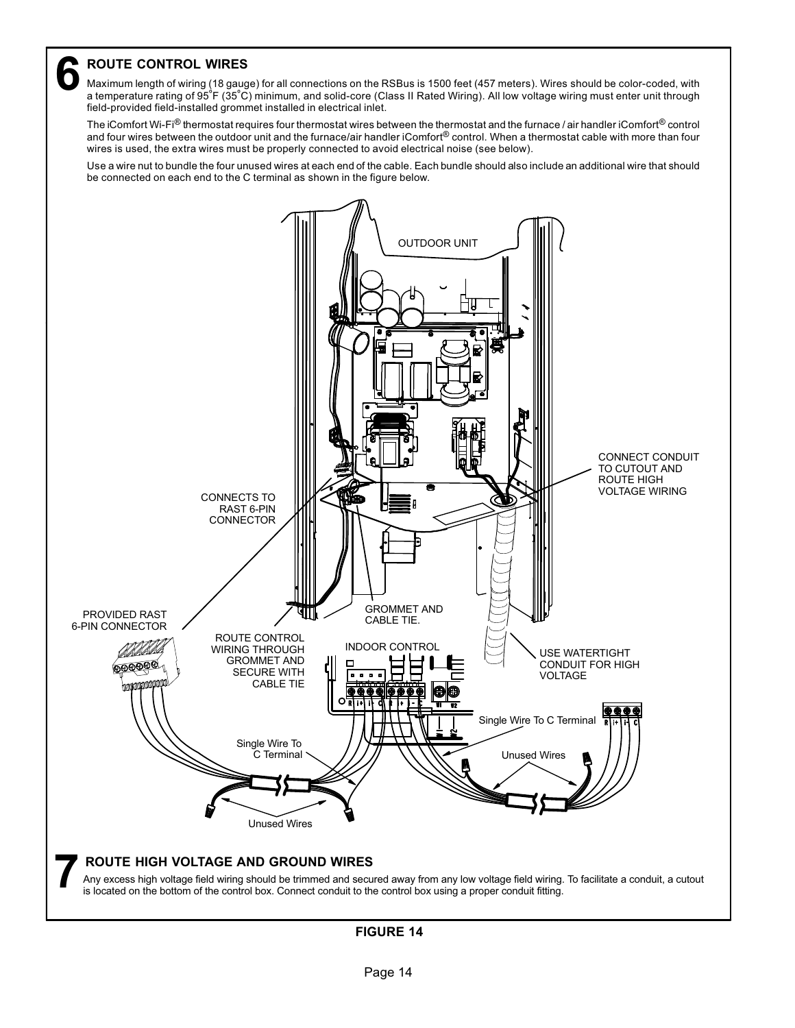## 6 ROUTE CONTROL WIRES

Maximum length of wiring (18 gauge) for all connections on the RSBus is 1500 feet (457 meters). Wires should be color-coded, with a temperature rating of 95°F (35°C) minimum, and solid-core (Class II Rated Wiring). All low voltage wiring must enter unit through field-provided field-installed grommet installed in electrical inlet.

The iComfort Wi-Fi® thermostat requires four thermostat wires between the thermostat and the furnace / air handler iComfort® control and four wires between the outdoor unit and the furnace/air handler iComfort® control. When a thermostat cable with more than four wires is used, the extra wires must be properly connected to avoid electrical noise (see below).

Use a wire nut to bundle the four unused wires at each end of the cable. Each bundle should also include an additional wire that should be connected on each end to the C terminal as shown in the figure below.

OUTDOOR UNIT

CONNECT CONDUIT TO CUTOUT AND ROUTE HIGH VOLTAGE WIRING

CONNECTS TO RAST 6-PIN CONNECTOR

PROVIDED RAST 6-PIN CONNECTOR

GROMMET AND CABLE TIE.

ROUTE CONTROL WIRING THROUGH GROMMET AND SECURE WITH CABLE TIE

INDOOR CONTROL

USE WATERTIGHT CONDUIT FOR HIGH VOLTAGE

Single Wire To C Terminal

Single Wire To C Terminal

Unused Wires

Unused Wires

## 7 ROUTE HIGH VOLTAGE AND GROUND WIRES

Any excess high voltage field wiring should be trimmed and secured away from any low voltage field wiring. To facilitate a conduit, a cutout is located on the bottom of the control box. Connect conduit to the control box using a proper conduit fitting.

**FIGURE 14**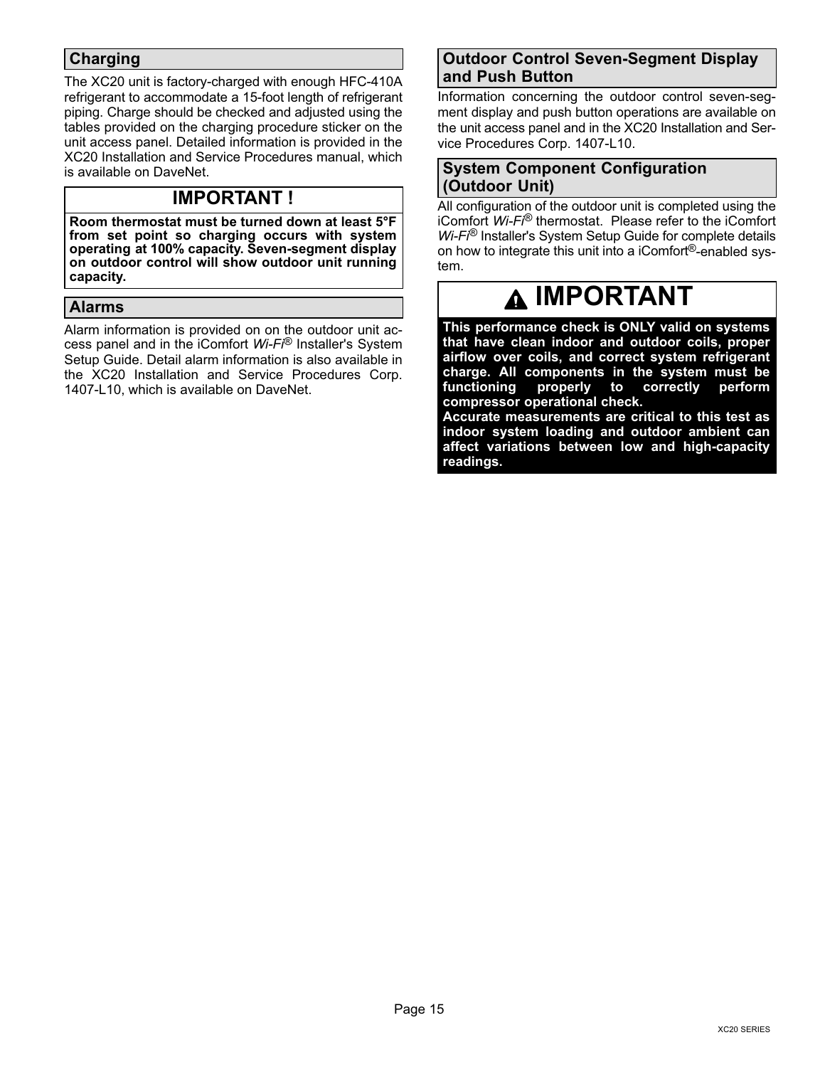## Charging

The XC20 unit is factory-charged with enough HFC-410A refrigerant to accommodate a 15-foot length of refrigerant piping. Charge should be checked and adjusted using the tables provided on the charging procedure sticker on the unit access panel. Detailed information is provided in the XC20 Installation and Service Procedures manual, which is available on DaveNet.

**IMPORTANT !**

**Room thermostat must be turned down at least 5°F from set point so charging occurs with system operating at 100% capacity. Seven-segment display on outdoor control will show outdoor unit running capacity.**

## Alarms

Alarm information is provided on on the outdoor unit access panel and in the iComfort *Wi-Fi*® Installer's System Setup Guide. Detail alarm information is also available in the XC20 Installation and Service Procedures Corp. 1407-L10, which is available on DaveNet.

## Outdoor Control Seven-Segment Display and Push Button

Information concerning the outdoor control seven-segment display and push button operations are available on the unit access panel and in the XC20 Installation and Service Procedures Corp. 1407-L10.

## System Component Configuration (Outdoor Unit)

All configuration of the outdoor unit is completed using the iComfort *Wi-Fi*® thermostat. Please refer to the iComfort *Wi-Fi*® Installer's System Setup Guide for complete details on how to integrate this unit into a iComfort®-enabled system.

**IMPORTANT**

**This performance check is ONLY valid on systems that have clean indoor and outdoor coils, proper airflow over coils, and correct system refrigerant charge. All components in the system must be functioning properly to correctly perform compressor operational check.**

**Accurate measurements are critical to this test as indoor system loading and outdoor ambient can affect variations between low and high-capacity readings.**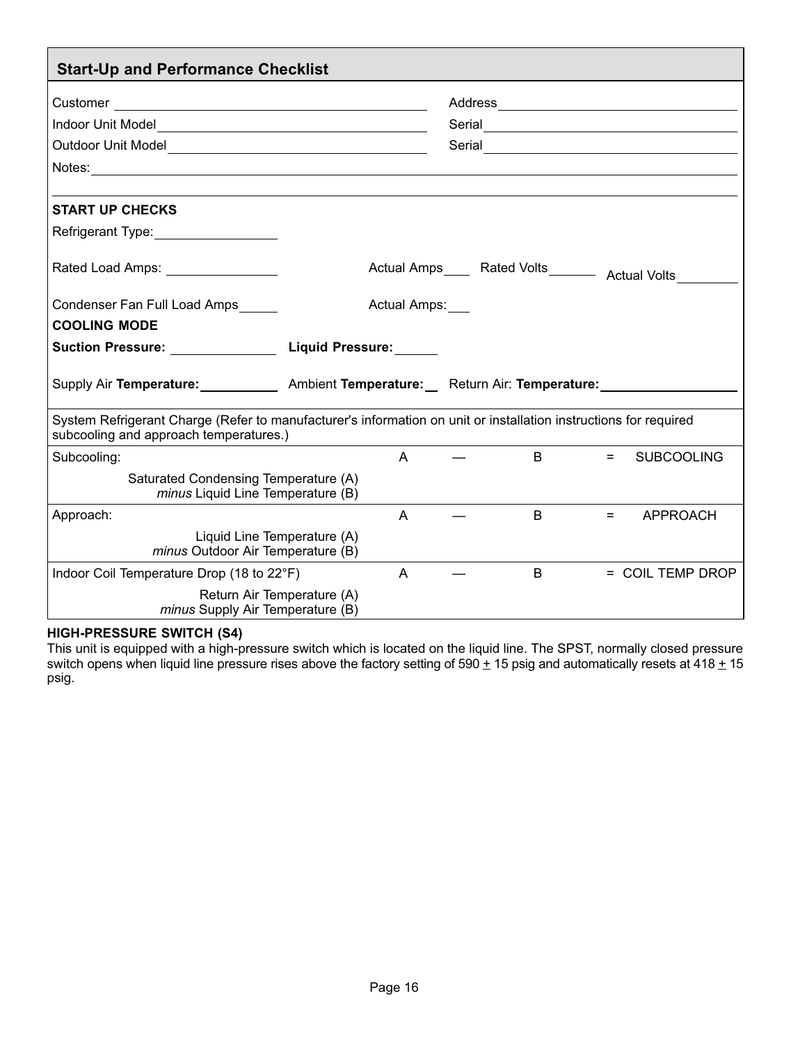## Start-Up and Performance Checklist

Customer ____________________ Address ____________________

Indoor Unit Model ____________________ Serial ____________________

Outdoor Unit Model ____________________ Serial ____________________

Notes: ____________________

**START UP CHECKS**

Refrigerant Type: ____________

Rated Load Amps: ____________ Actual Amps ____ Rated Volts ______ Actual Volts ________

Condenser Fan Full Load Amps _____ Actual Amps: ___

**COOLING MODE**

**Suction Pressure:** ____________ **Liquid Pressure:** ______

Supply Air **Temperature:** __________ Ambient **Temperature:** __ Return Air: **Temperature:** ______________

System Refrigerant Charge (Refer to manufacturer's information on unit or installation instructions for required subcooling and approach temperatures.)

| | A | — | B | = | |
|---|---|---|---|---|---|
| Subcooling: Saturated Condensing Temperature (A) *minus* Liquid Line Temperature (B) | A | — | B | = | SUBCOOLING |
| Approach: Liquid Line Temperature (A) *minus* Outdoor Air Temperature (B) | A | — | B | = | APPROACH |
| Indoor Coil Temperature Drop (18 to 22°F) Return Air Temperature (A) *minus* Supply Air Temperature (B) | A | — | B | = | COIL TEMP DROP |

**HIGH-PRESSURE SWITCH (S4)**

This unit is equipped with a high-pressure switch which is located on the liquid line. The SPST, normally closed pressure switch opens when liquid line pressure rises above the factory setting of 590 ± 15 psig and automatically resets at 418 ± 15 psig.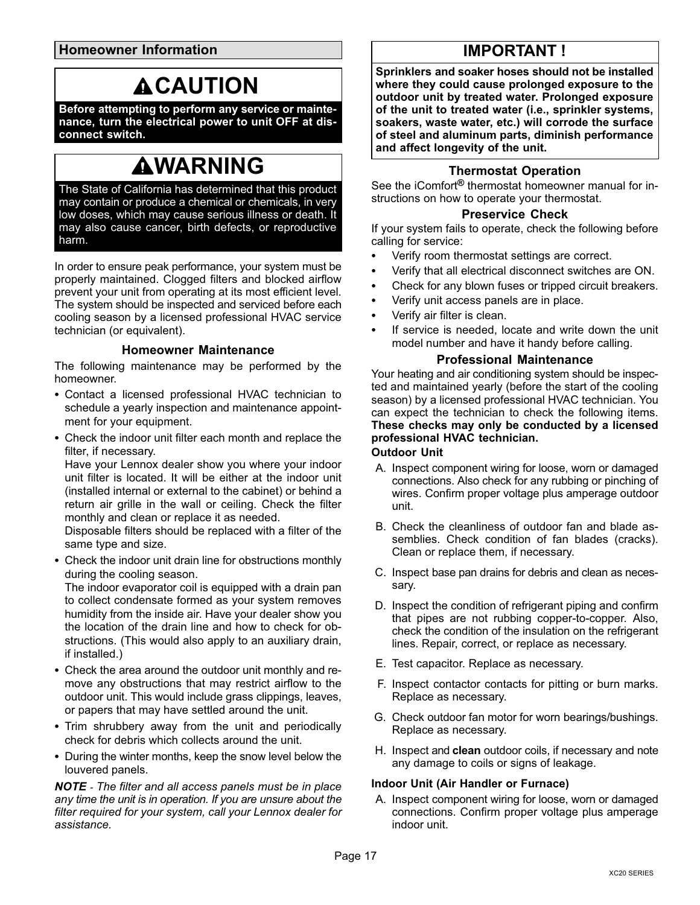## Homeowner Information

# ⚠CAUTION

**Before attempting to perform any service or maintenance, turn the electrical power to unit OFF at disconnect switch.**

# ⚠WARNING

The State of California has determined that this product may contain or produce a chemical or chemicals, in very low doses, which may cause serious illness or death. It may also cause cancer, birth defects, or reproductive harm.

In order to ensure peak performance, your system must be properly maintained. Clogged filters and blocked airflow prevent your unit from operating at its most efficient level. The system should be inspected and serviced before each cooling season by a licensed professional HVAC service technician (or equivalent).

### Homeowner Maintenance

The following maintenance may be performed by the homeowner.

- Contact a licensed professional HVAC technician to schedule a yearly inspection and maintenance appointment for your equipment.
- Check the indoor unit filter each month and replace the filter, if necessary.

  Have your Lennox dealer show you where your indoor unit filter is located. It will be either at the indoor unit (installed internal or external to the cabinet) or behind a return air grille in the wall or ceiling. Check the filter monthly and clean or replace it as needed.

  Disposable filters should be replaced with a filter of the same type and size.
- Check the indoor unit drain line for obstructions monthly during the cooling season.

  The indoor evaporator coil is equipped with a drain pan to collect condensate formed as your system removes humidity from the inside air. Have your dealer show you the location of the drain line and how to check for obstructions. (This would also apply to an auxiliary drain, if installed.)
- Check the area around the outdoor unit monthly and remove any obstructions that may restrict airflow to the outdoor unit. This would include grass clippings, leaves, or papers that may have settled around the unit.
- Trim shrubbery away from the unit and periodically check for debris which collects around the unit.
- During the winter months, keep the snow level below the louvered panels.

***NOTE** - The filter and all access panels must be in place any time the unit is in operation. If you are unsure about the filter required for your system, call your Lennox dealer for assistance.*

# IMPORTANT !

**Sprinklers and soaker hoses should not be installed where they could cause prolonged exposure to the outdoor unit by treated water. Prolonged exposure of the unit to treated water (i.e., sprinkler systems, soakers, waste water, etc.) will corrode the surface of steel and aluminum parts, diminish performance and affect longevity of the unit.**

### Thermostat Operation

See the iComfort® thermostat homeowner manual for instructions on how to operate your thermostat.

### Preservice Check

If your system fails to operate, check the following before calling for service:

- Verify room thermostat settings are correct.
- Verify that all electrical disconnect switches are ON.
- Check for any blown fuses or tripped circuit breakers.
- Verify unit access panels are in place.
- Verify air filter is clean.
- If service is needed, locate and write down the unit model number and have it handy before calling.

### Professional Maintenance

Your heating and air conditioning system should be inspected and maintained yearly (before the start of the cooling season) by a licensed professional HVAC technician. You can expect the technician to check the following items. **These checks may only be conducted by a licensed professional HVAC technician.**

**Outdoor Unit**

A. Inspect component wiring for loose, worn or damaged connections. Also check for any rubbing or pinching of wires. Confirm proper voltage plus amperage outdoor unit.

B. Check the cleanliness of outdoor fan and blade assemblies. Check condition of fan blades (cracks). Clean or replace them, if necessary.

C. Inspect base pan drains for debris and clean as necessary.

D. Inspect the condition of refrigerant piping and confirm that pipes are not rubbing copper-to-copper. Also, check the condition of the insulation on the refrigerant lines. Repair, correct, or replace as necessary.

E. Test capacitor. Replace as necessary.

F. Inspect contactor contacts for pitting or burn marks. Replace as necessary.

G. Check outdoor fan motor for worn bearings/bushings. Replace as necessary.

H. Inspect and **clean** outdoor coils, if necessary and note any damage to coils or signs of leakage.

**Indoor Unit (Air Handler or Furnace)**

A. Inspect component wiring for loose, worn or damaged connections. Confirm proper voltage plus amperage indoor unit.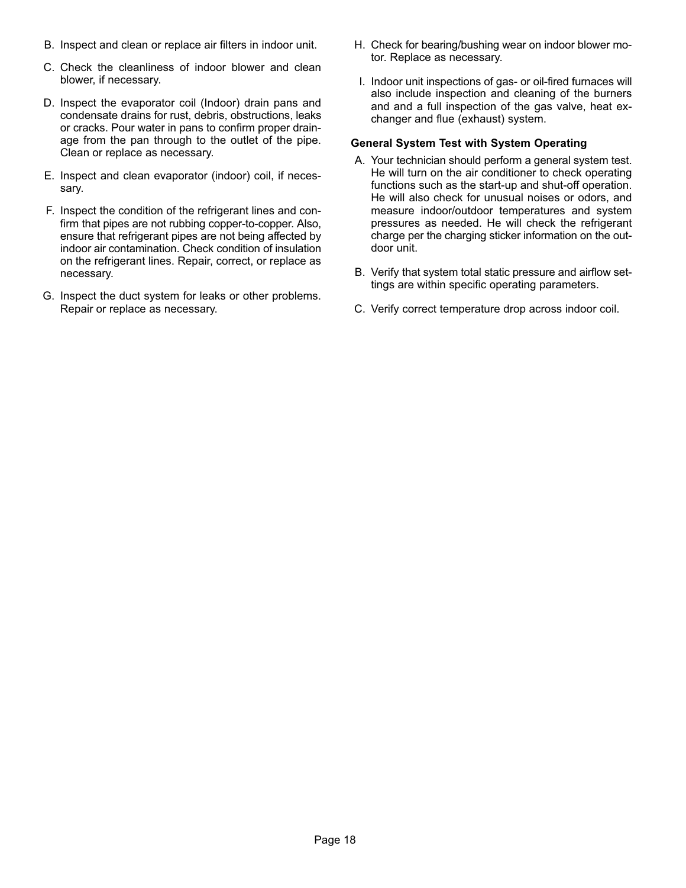B. Inspect and clean or replace air filters in indoor unit.

C. Check the cleanliness of indoor blower and clean blower, if necessary.

D. Inspect the evaporator coil (Indoor) drain pans and condensate drains for rust, debris, obstructions, leaks or cracks. Pour water in pans to confirm proper drainage from the pan through to the outlet of the pipe. Clean or replace as necessary.

E. Inspect and clean evaporator (indoor) coil, if necessary.

F. Inspect the condition of the refrigerant lines and confirm that pipes are not rubbing copper-to-copper. Also, ensure that refrigerant pipes are not being affected by indoor air contamination. Check condition of insulation on the refrigerant lines. Repair, correct, or replace as necessary.

G. Inspect the duct system for leaks or other problems. Repair or replace as necessary.

H. Check for bearing/bushing wear on indoor blower motor. Replace as necessary.

I. Indoor unit inspections of gas- or oil-fired furnaces will also include inspection and cleaning of the burners and and a full inspection of the gas valve, heat exchanger and flue (exhaust) system.

**General System Test with System Operating**

A. Your technician should perform a general system test. He will turn on the air conditioner to check operating functions such as the start-up and shut-off operation. He will also check for unusual noises or odors, and measure indoor/outdoor temperatures and system pressures as needed. He will check the refrigerant charge per the charging sticker information on the outdoor unit.

B. Verify that system total static pressure and airflow settings are within specific operating parameters.

C. Verify correct temperature drop across indoor coil.